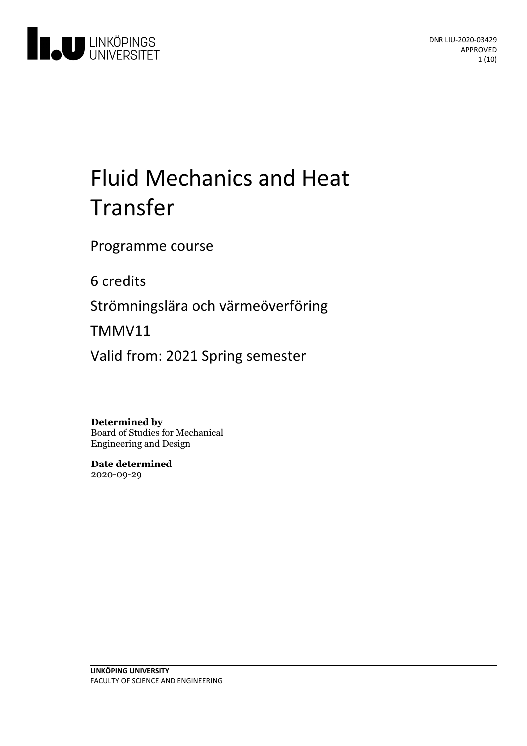DNR LIU-2020-03429
APPROVED

# Fluid Mechanics and Heat Transfer

Programme course

6 credits

Strömningslära och värmeöverföring

TMMV11

Valid from: 2021 Spring semester

**Determined by**
Board of Studies for Mechanical Engineering and Design

**Date determined**
2020-09-29

**LINKÖPING UNIVERSITY**
FACULTY OF SCIENCE AND ENGINEERING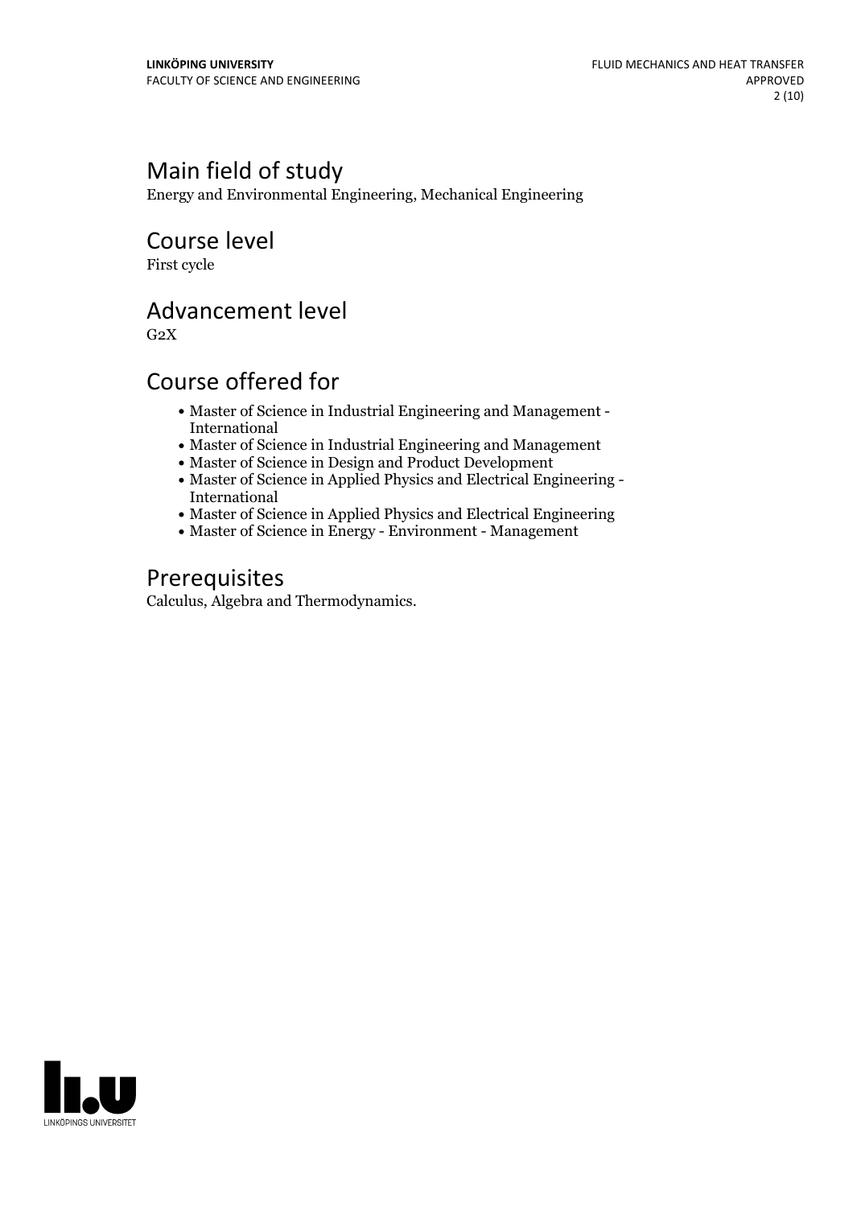# Main field of study

Energy and Environmental Engineering, Mechanical Engineering

# Course level

First cycle

# Advancement level

G2X

# Course offered for

- Master of Science in Industrial Engineering and Management - International
- Master of Science in Industrial Engineering and Management
- Master of Science in Design and Product Development
- Master of Science in Applied Physics and Electrical Engineering - International
- Master of Science in Applied Physics and Electrical Engineering
- Master of Science in Energy - Environment - Management

# Prerequisites

Calculus, Algebra and Thermodynamics.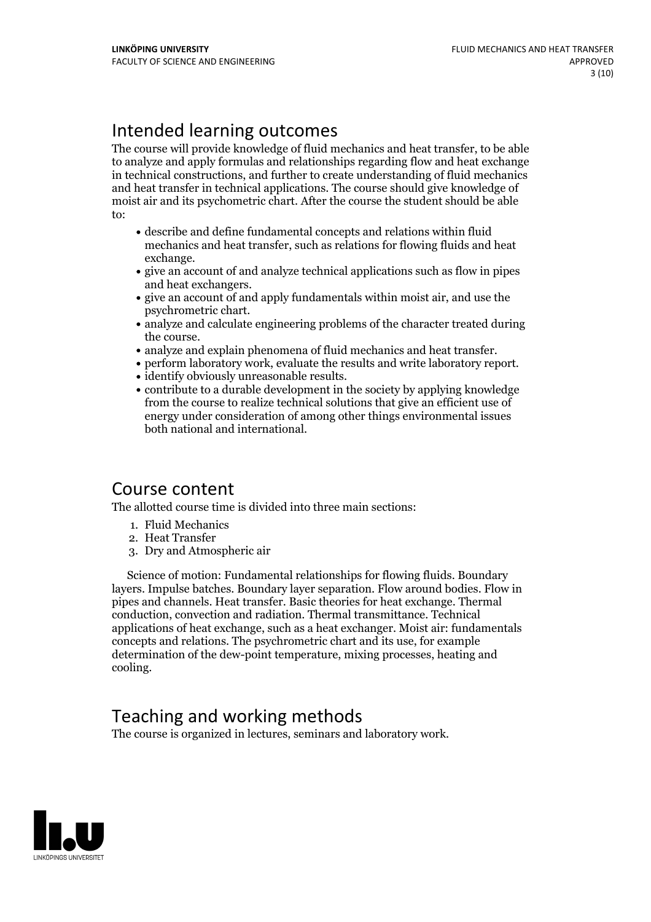## Intended learning outcomes

The course will provide knowledge of fluid mechanics and heat transfer, to be able to analyze and apply formulas and relationships regarding flow and heat exchange in technical constructions, and further to create understanding of fluid mechanics and heat transfer in technical applications. The course should give knowledge of moist air and its psychometric chart. After the course the student should be able to:

- describe and define fundamental concepts and relations within fluid mechanics and heat transfer, such as relations for flowing fluids and heat exchange.
- give an account of and analyze technical applications such as flow in pipes and heat exchangers.
- give an account of and apply fundamentals within moist air, and use the psychrometric chart.
- analyze and calculate engineering problems of the character treated during the course.
- analyze and explain phenomena of fluid mechanics and heat transfer.
- perform laboratory work, evaluate the results and write laboratory report.
- identify obviously unreasonable results.
- contribute to a durable development in the society by applying knowledge from the course to realize technical solutions that give an efficient use of energy under consideration of among other things environmental issues both national and international.

## Course content

The allotted course time is divided into three main sections:

1. Fluid Mechanics
2. Heat Transfer
3. Dry and Atmospheric air

Science of motion: Fundamental relationships for flowing fluids. Boundary layers. Impulse batches. Boundary layer separation. Flow around bodies. Flow in pipes and channels. Heat transfer. Basic theories for heat exchange. Thermal conduction, convection and radiation. Thermal transmittance. Technical applications of heat exchange, such as a heat exchanger. Moist air: fundamentals concepts and relations. The psychrometric chart and its use, for example determination of the dew-point temperature, mixing processes, heating and cooling.

## Teaching and working methods

The course is organized in lectures, seminars and laboratory work.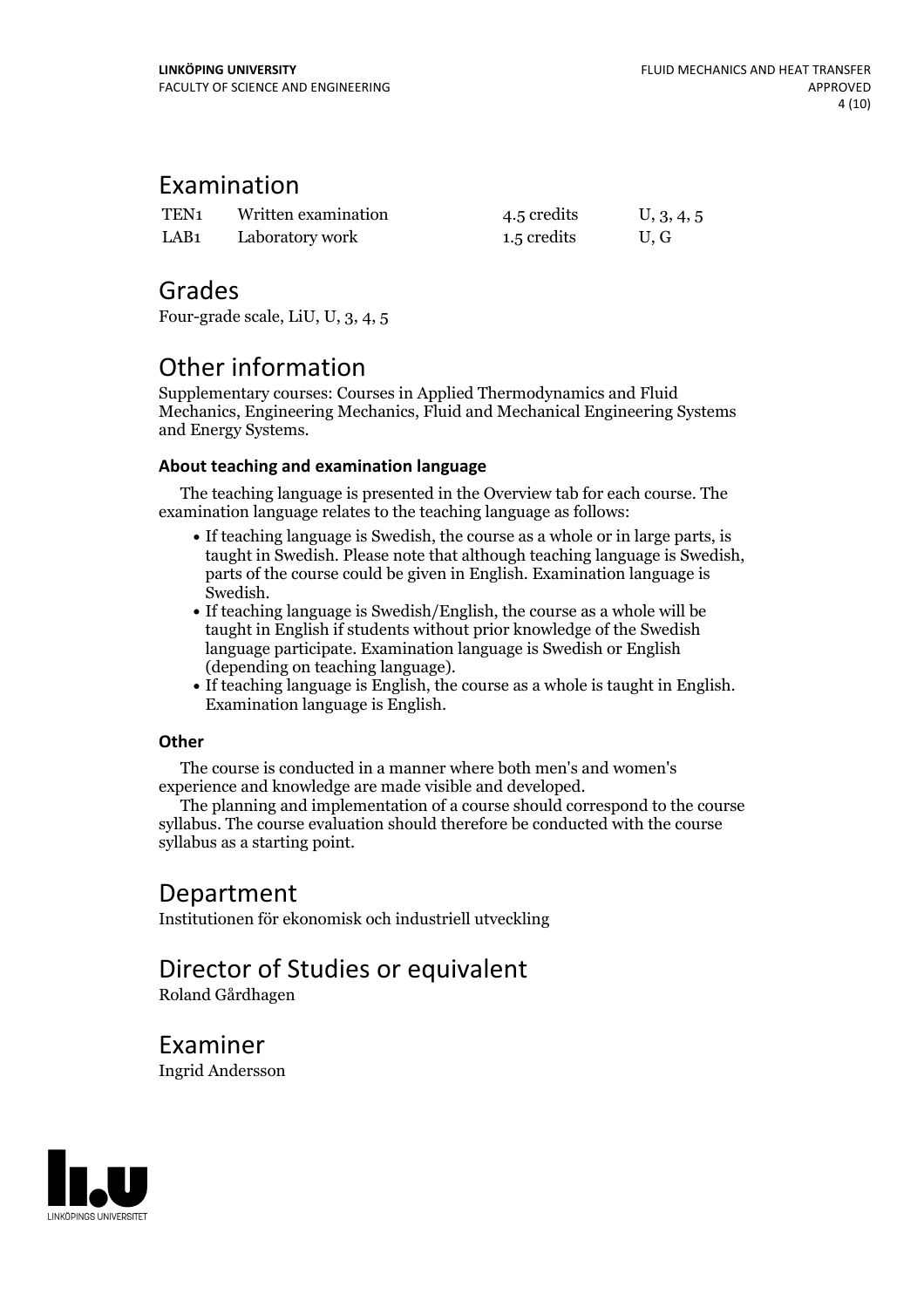## Examination

| | | | |
|---|---|---|---|
| TEN1 | Written examination | 4.5 credits | U, 3, 4, 5 |
| LAB1 | Laboratory work | 1.5 credits | U, G |

## Grades

Four-grade scale, LiU, U, 3, 4, 5

## Other information

Supplementary courses: Courses in Applied Thermodynamics and Fluid Mechanics, Engineering Mechanics, Fluid and Mechanical Engineering Systems and Energy Systems.

### About teaching and examination language

The teaching language is presented in the Overview tab for each course. The examination language relates to the teaching language as follows:

- If teaching language is Swedish, the course as a whole or in large parts, is taught in Swedish. Please note that although teaching language is Swedish, parts of the course could be given in English. Examination language is Swedish.
- If teaching language is Swedish/English, the course as a whole will be taught in English if students without prior knowledge of the Swedish language participate. Examination language is Swedish or English (depending on teaching language).
- If teaching language is English, the course as a whole is taught in English. Examination language is English.

### Other

The course is conducted in a manner where both men's and women's experience and knowledge are made visible and developed.

The planning and implementation of a course should correspond to the course syllabus. The course evaluation should therefore be conducted with the course syllabus as a starting point.

## Department

Institutionen för ekonomisk och industriell utveckling

## Director of Studies or equivalent

Roland Gårdhagen

## Examiner

Ingrid Andersson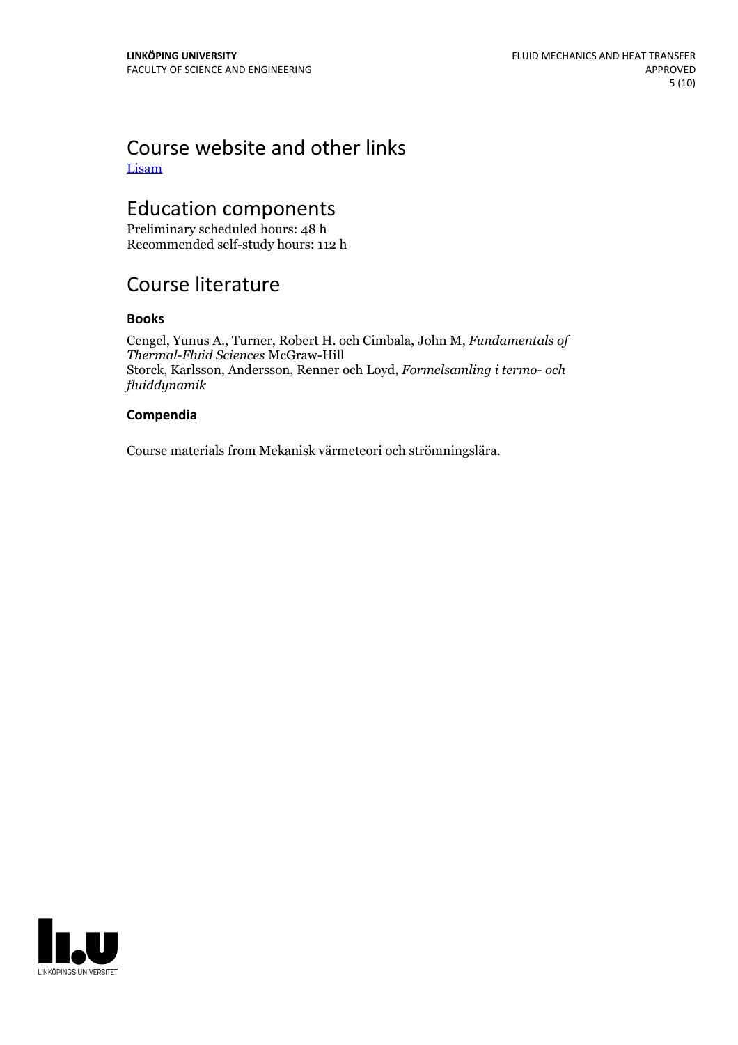# Course website and other links

[Lisam]

# Education components

Preliminary scheduled hours: 48 h
Recommended self-study hours: 112 h

# Course literature

### Books

Cengel, Yunus A., Turner, Robert H. och Cimbala, John M, *Fundamentals of Thermal-Fluid Sciences* McGraw-Hill
Storck, Karlsson, Andersson, Renner och Loyd, *Formelsamling i termo- och fluiddynamik*

### Compendia

Course materials from Mekanisk värmeteori och strömningslära.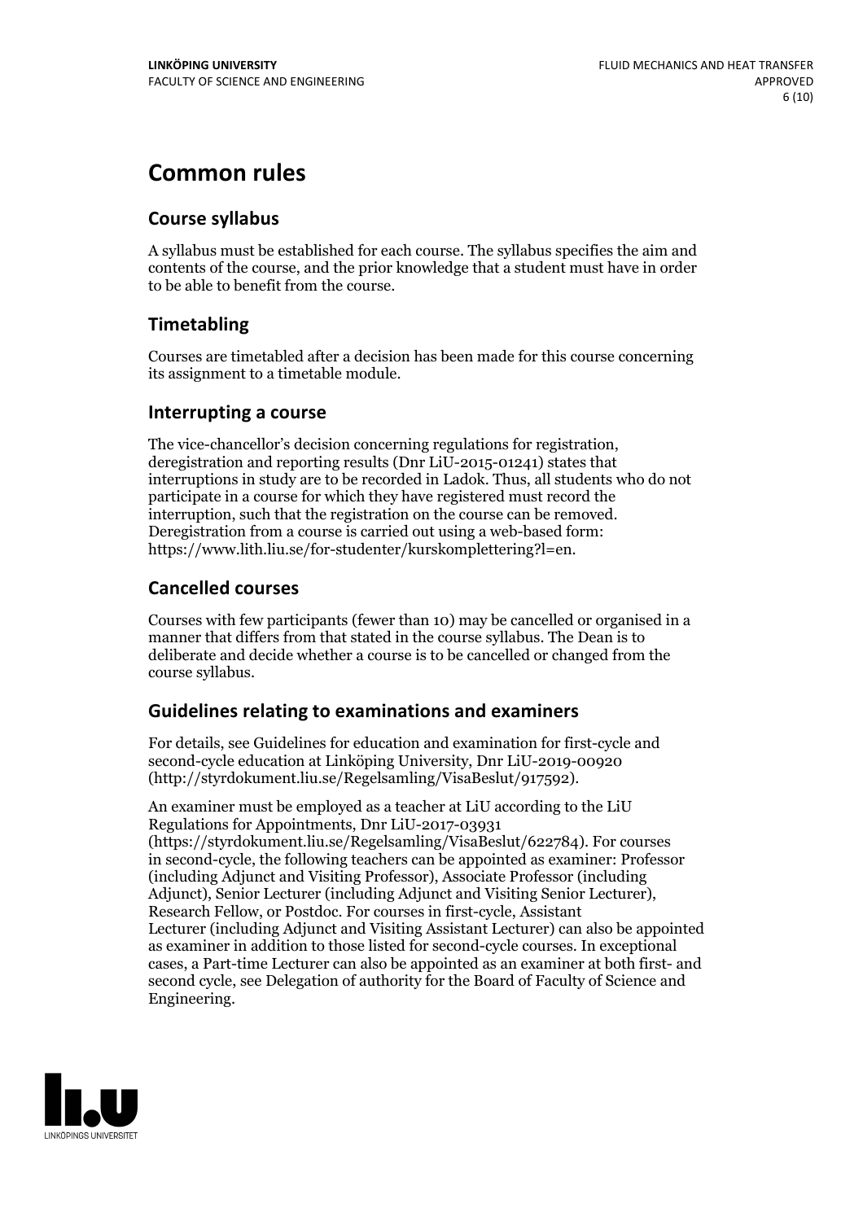# Common rules

## Course syllabus

A syllabus must be established for each course. The syllabus specifies the aim and contents of the course, and the prior knowledge that a student must have in order to be able to benefit from the course.

## Timetabling

Courses are timetabled after a decision has been made for this course concerning its assignment to a timetable module.

## Interrupting a course

The vice-chancellor's decision concerning regulations for registration, deregistration and reporting results (Dnr LiU-2015-01241) states that interruptions in study are to be recorded in Ladok. Thus, all students who do not participate in a course for which they have registered must record the interruption, such that the registration on the course can be removed. Deregistration from a course is carried out using a web-based form: https://www.lith.liu.se/for-studenter/kurskomplettering?l=en.

## Cancelled courses

Courses with few participants (fewer than 10) may be cancelled or organised in a manner that differs from that stated in the course syllabus. The Dean is to deliberate and decide whether a course is to be cancelled or changed from the course syllabus.

## Guidelines relating to examinations and examiners

For details, see Guidelines for education and examination for first-cycle and second-cycle education at Linköping University, Dnr LiU-2019-00920 (http://styrdokument.liu.se/Regelsamling/VisaBeslut/917592).

An examiner must be employed as a teacher at LiU according to the LiU Regulations for Appointments, Dnr LiU-2017-03931 (https://styrdokument.liu.se/Regelsamling/VisaBeslut/622784). For courses in second-cycle, the following teachers can be appointed as examiner: Professor (including Adjunct and Visiting Professor), Associate Professor (including Adjunct), Senior Lecturer (including Adjunct and Visiting Senior Lecturer), Research Fellow, or Postdoc. For courses in first-cycle, Assistant Lecturer (including Adjunct and Visiting Assistant Lecturer) can also be appointed as examiner in addition to those listed for second-cycle courses. In exceptional cases, a Part-time Lecturer can also be appointed as an examiner at both first- and second cycle, see Delegation of authority for the Board of Faculty of Science and Engineering.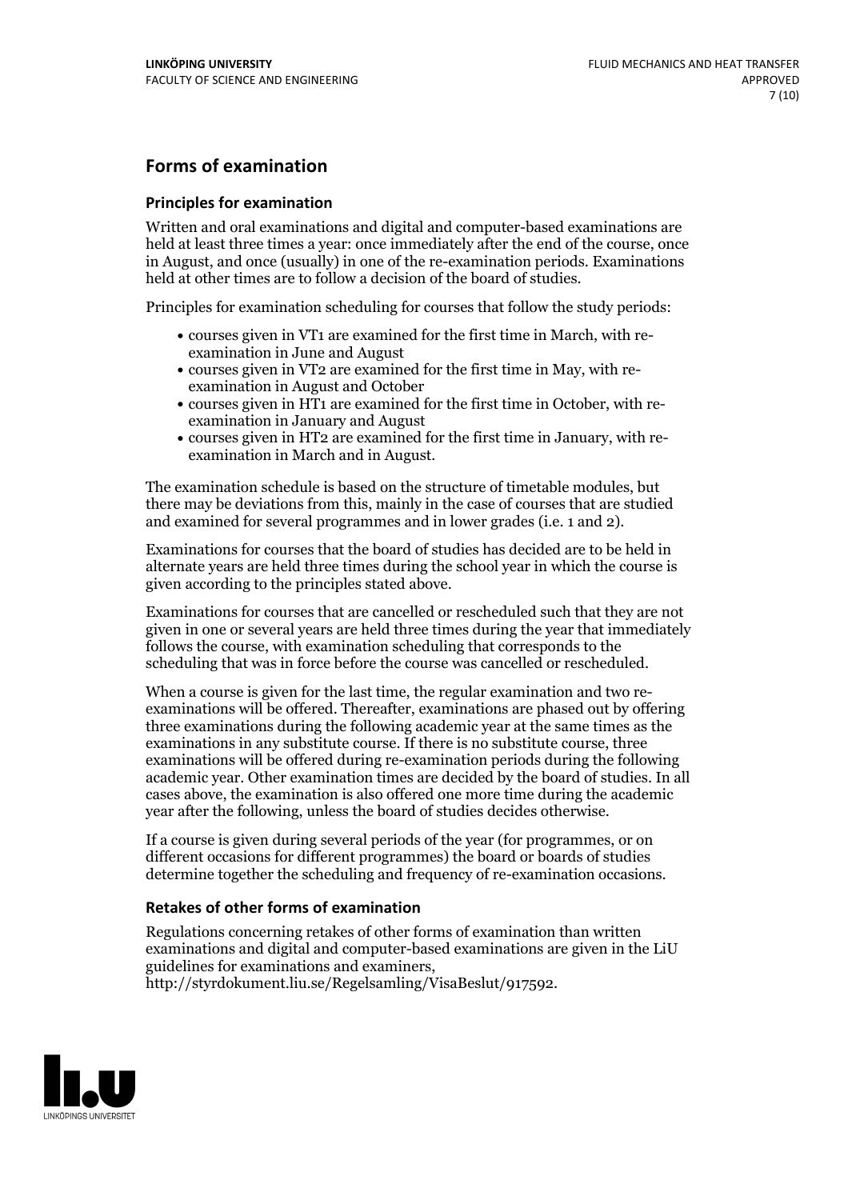## Forms of examination

### Principles for examination

Written and oral examinations and digital and computer-based examinations are held at least three times a year: once immediately after the end of the course, once in August, and once (usually) in one of the re-examination periods. Examinations held at other times are to follow a decision of the board of studies.

Principles for examination scheduling for courses that follow the study periods:

- courses given in VT1 are examined for the first time in March, with re-examination in June and August
- courses given in VT2 are examined for the first time in May, with re-examination in August and October
- courses given in HT1 are examined for the first time in October, with re-examination in January and August
- courses given in HT2 are examined for the first time in January, with re-examination in March and in August.

The examination schedule is based on the structure of timetable modules, but there may be deviations from this, mainly in the case of courses that are studied and examined for several programmes and in lower grades (i.e. 1 and 2).

Examinations for courses that the board of studies has decided are to be held in alternate years are held three times during the school year in which the course is given according to the principles stated above.

Examinations for courses that are cancelled or rescheduled such that they are not given in one or several years are held three times during the year that immediately follows the course, with examination scheduling that corresponds to the scheduling that was in force before the course was cancelled or rescheduled.

When a course is given for the last time, the regular examination and two re-examinations will be offered. Thereafter, examinations are phased out by offering three examinations during the following academic year at the same times as the examinations in any substitute course. If there is no substitute course, three examinations will be offered during re-examination periods during the following academic year. Other examination times are decided by the board of studies. In all cases above, the examination is also offered one more time during the academic year after the following, unless the board of studies decides otherwise.

If a course is given during several periods of the year (for programmes, or on different occasions for different programmes) the board or boards of studies determine together the scheduling and frequency of re-examination occasions.

### Retakes of other forms of examination

Regulations concerning retakes of other forms of examination than written examinations and digital and computer-based examinations are given in the LiU guidelines for examinations and examiners, http://styrdokument.liu.se/Regelsamling/VisaBeslut/917592.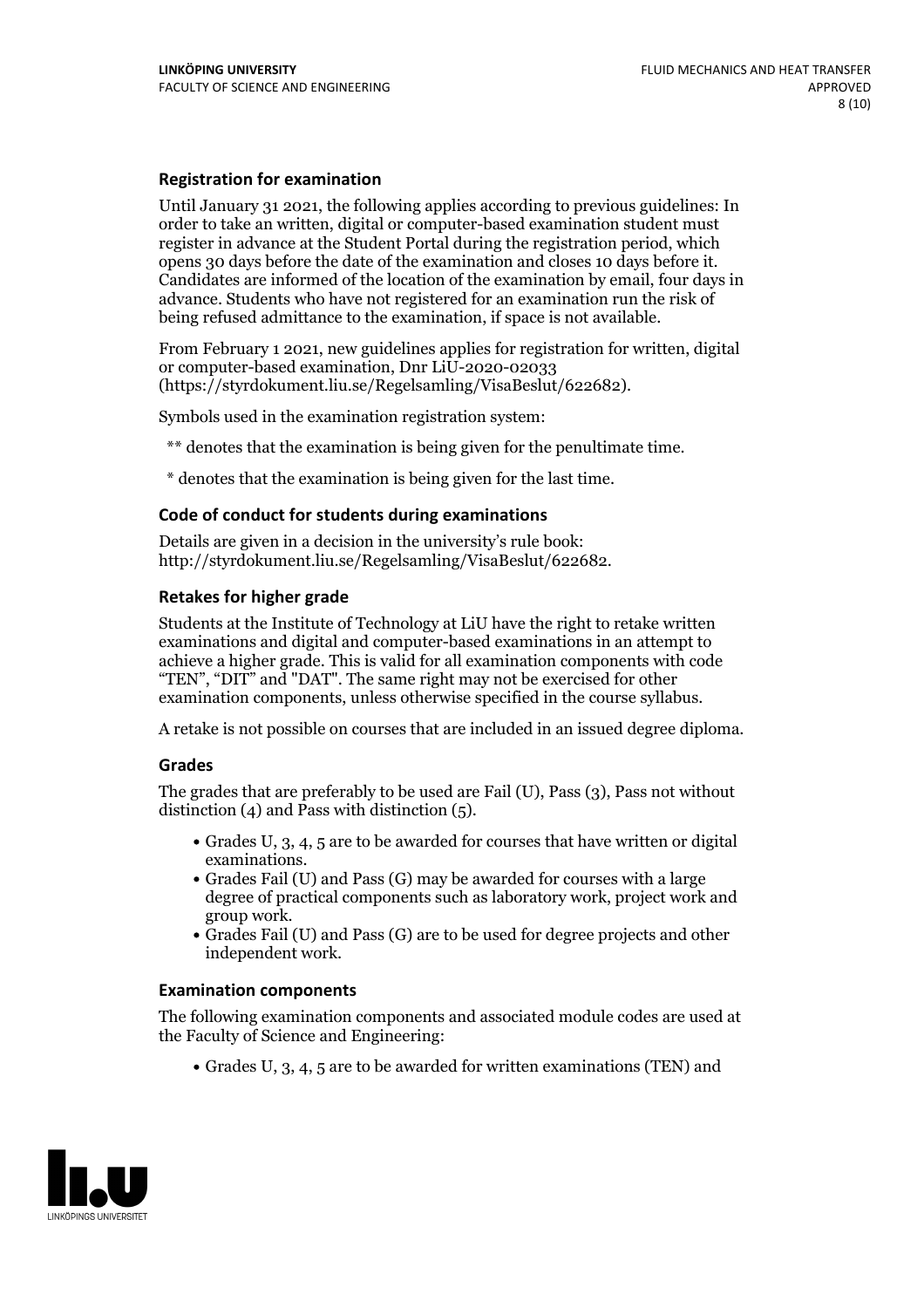### Registration for examination

Until January 31 2021, the following applies according to previous guidelines: In order to take an written, digital or computer-based examination student must register in advance at the Student Portal during the registration period, which opens 30 days before the date of the examination and closes 10 days before it. Candidates are informed of the location of the examination by email, four days in advance. Students who have not registered for an examination run the risk of being refused admittance to the examination, if space is not available.

From February 1 2021, new guidelines applies for registration for written, digital or computer-based examination, Dnr LiU-2020-02033 (https://styrdokument.liu.se/Regelsamling/VisaBeslut/622682).

Symbols used in the examination registration system:

** denotes that the examination is being given for the penultimate time.

* denotes that the examination is being given for the last time.

### Code of conduct for students during examinations

Details are given in a decision in the university's rule book: http://styrdokument.liu.se/Regelsamling/VisaBeslut/622682.

### Retakes for higher grade

Students at the Institute of Technology at LiU have the right to retake written examinations and digital and computer-based examinations in an attempt to achieve a higher grade. This is valid for all examination components with code "TEN", "DIT" and "DAT". The same right may not be exercised for other examination components, unless otherwise specified in the course syllabus.

A retake is not possible on courses that are included in an issued degree diploma.

### Grades

The grades that are preferably to be used are Fail (U), Pass (3), Pass not without distinction (4) and Pass with distinction (5).

- Grades U, 3, 4, 5 are to be awarded for courses that have written or digital examinations.
- Grades Fail (U) and Pass (G) may be awarded for courses with a large degree of practical components such as laboratory work, project work and group work.
- Grades Fail (U) and Pass (G) are to be used for degree projects and other independent work.

### Examination components

The following examination components and associated module codes are used at the Faculty of Science and Engineering:

- Grades U, 3, 4, 5 are to be awarded for written examinations (TEN) and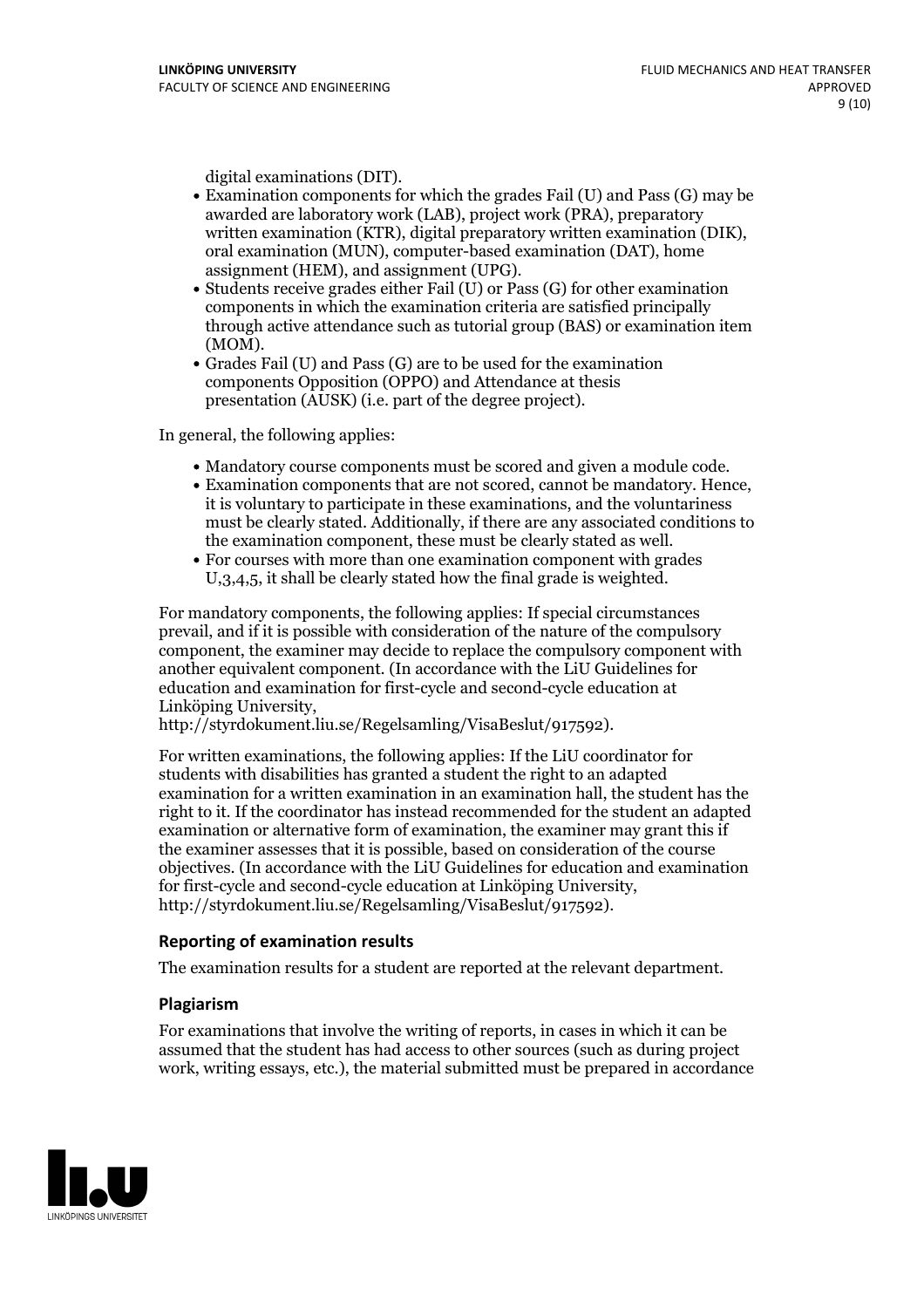digital examinations (DIT).

- Examination components for which the grades Fail (U) and Pass (G) may be awarded are laboratory work (LAB), project work (PRA), preparatory written examination (KTR), digital preparatory written examination (DIK), oral examination (MUN), computer-based examination (DAT), home assignment (HEM), and assignment (UPG).
- Students receive grades either Fail (U) or Pass (G) for other examination components in which the examination criteria are satisfied principally through active attendance such as tutorial group (BAS) or examination item (MOM).
- Grades Fail (U) and Pass (G) are to be used for the examination components Opposition (OPPO) and Attendance at thesis presentation (AUSK) (i.e. part of the degree project).

In general, the following applies:

- Mandatory course components must be scored and given a module code.
- Examination components that are not scored, cannot be mandatory. Hence, it is voluntary to participate in these examinations, and the voluntariness must be clearly stated. Additionally, if there are any associated conditions to the examination component, these must be clearly stated as well.
- For courses with more than one examination component with grades U,3,4,5, it shall be clearly stated how the final grade is weighted.

For mandatory components, the following applies: If special circumstances prevail, and if it is possible with consideration of the nature of the compulsory component, the examiner may decide to replace the compulsory component with another equivalent component. (In accordance with the LiU Guidelines for education and examination for first-cycle and second-cycle education at Linköping University, http://styrdokument.liu.se/Regelsamling/VisaBeslut/917592).

For written examinations, the following applies: If the LiU coordinator for students with disabilities has granted a student the right to an adapted examination for a written examination in an examination hall, the student has the right to it. If the coordinator has instead recommended for the student an adapted examination or alternative form of examination, the examiner may grant this if the examiner assesses that it is possible, based on consideration of the course objectives. (In accordance with the LiU Guidelines for education and examination for first-cycle and second-cycle education at Linköping University, http://styrdokument.liu.se/Regelsamling/VisaBeslut/917592).

### Reporting of examination results

The examination results for a student are reported at the relevant department.

### Plagiarism

For examinations that involve the writing of reports, in cases in which it can be assumed that the student has had access to other sources (such as during project work, writing essays, etc.), the material submitted must be prepared in accordance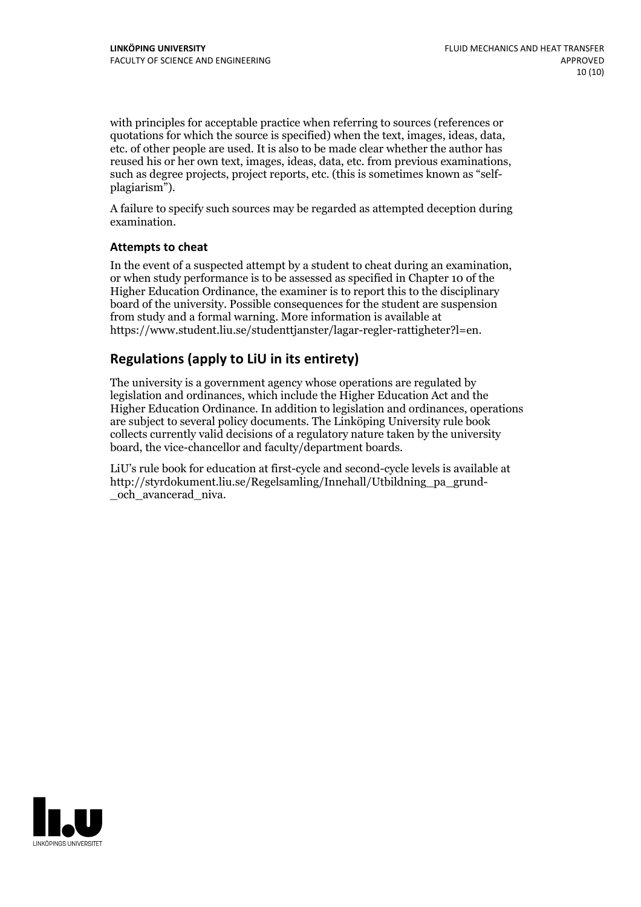with principles for acceptable practice when referring to sources (references or quotations for which the source is specified) when the text, images, ideas, data, etc. of other people are used. It is also to be made clear whether the author has reused his or her own text, images, ideas, data, etc. from previous examinations, such as degree projects, project reports, etc. (this is sometimes known as "self-plagiarism").

A failure to specify such sources may be regarded as attempted deception during examination.

**Attempts to cheat**

In the event of a suspected attempt by a student to cheat during an examination, or when study performance is to be assessed as specified in Chapter 10 of the Higher Education Ordinance, the examiner is to report this to the disciplinary board of the university. Possible consequences for the student are suspension from study and a formal warning. More information is available at https://www.student.liu.se/studenttjanster/lagar-regler-rattigheter?l=en.

## Regulations (apply to LiU in its entirety)

The university is a government agency whose operations are regulated by legislation and ordinances, which include the Higher Education Act and the Higher Education Ordinance. In addition to legislation and ordinances, operations are subject to several policy documents. The Linköping University rule book collects currently valid decisions of a regulatory nature taken by the university board, the vice-chancellor and faculty/department boards.

LiU's rule book for education at first-cycle and second-cycle levels is available at http://styrdokument.liu.se/Regelsamling/Innehall/Utbildning_pa_grund-_och_avancerad_niva.